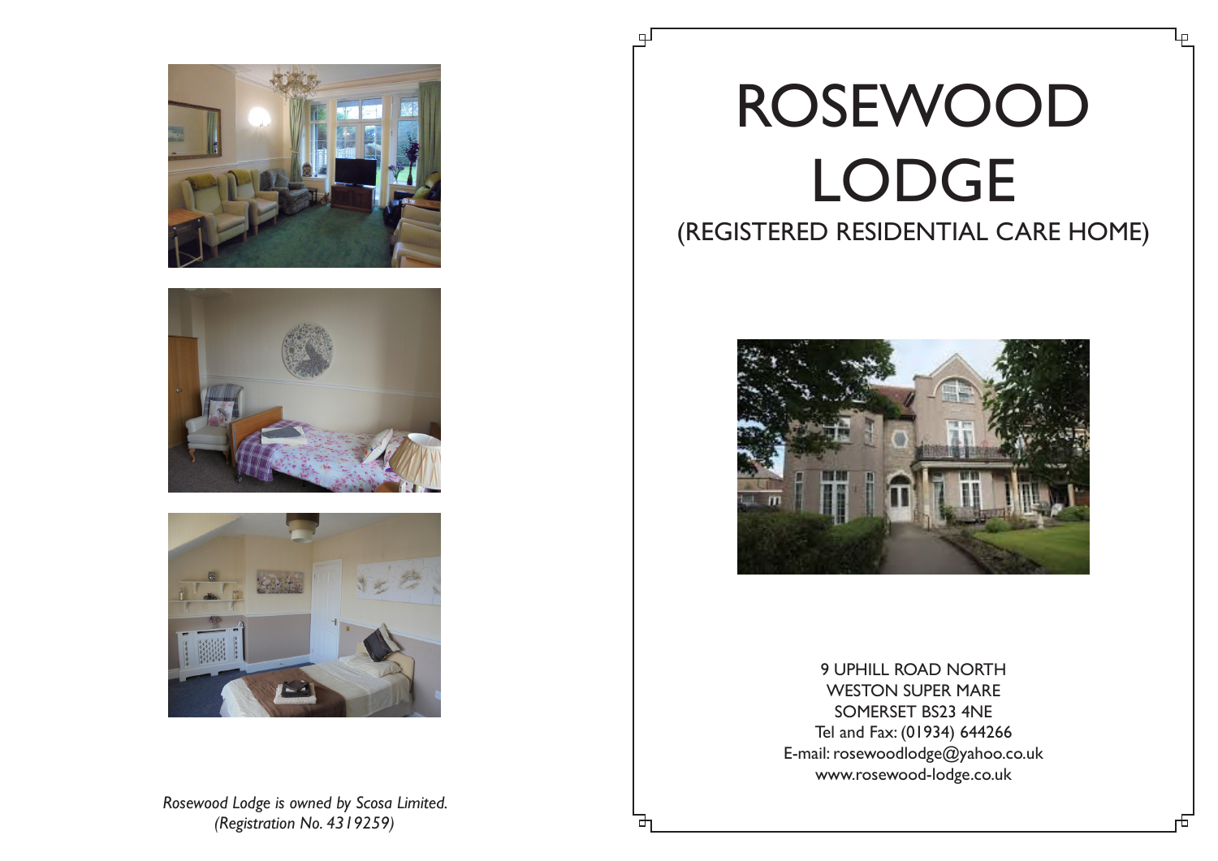*Rosewood Lodge is owned by Scosa Limited.*
*(Registration No. 4319259)*

# ROSEWOOD LODGE

## (REGISTERED RESIDENTIAL CARE HOME)

9 UPHILL ROAD NORTH
WESTON SUPER MARE
SOMERSET BS23 4NE
Tel and Fax: (01934) 644266
E-mail: rosewoodlodge@yahoo.co.uk
www.rosewood-lodge.co.uk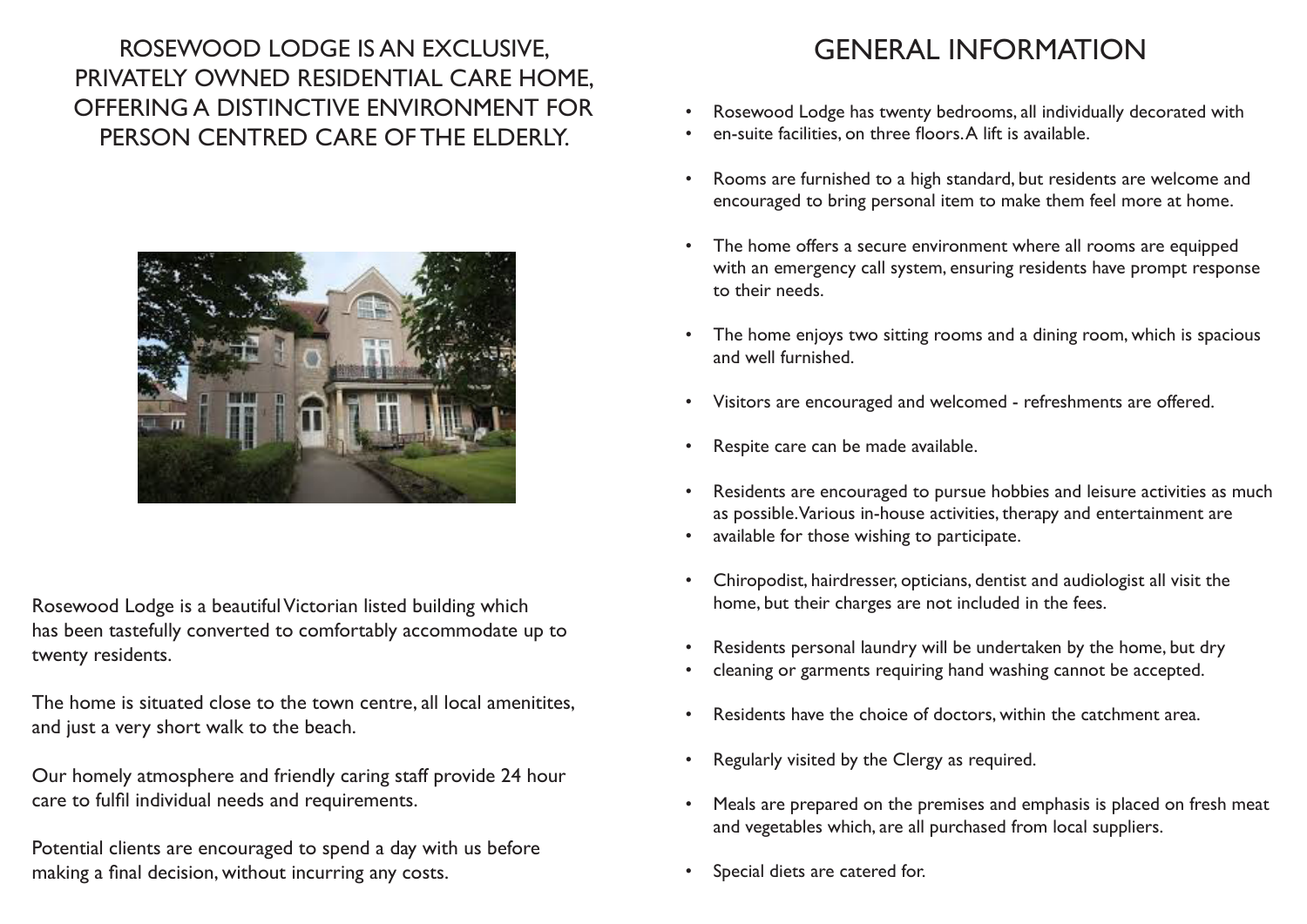# ROSEWOOD LODGE IS AN EXCLUSIVE, PRIVATELY OWNED RESIDENTIAL CARE HOME, OFFERING A DISTINCTIVE ENVIRONMENT FOR PERSON CENTRED CARE OF THE ELDERLY.

Rosewood Lodge is a beautiful Victorian listed building which has been tastefully converted to comfortably accommodate up to twenty residents.

The home is situated close to the town centre, all local amenitites, and just a very short walk to the beach.

Our homely atmosphere and friendly caring staff provide 24 hour care to fulfil individual needs and requirements.

Potential clients are encouraged to spend a day with us before making a final decision, without incurring any costs.

# GENERAL INFORMATION

- Rosewood Lodge has twenty bedrooms, all individually decorated with en-suite facilities, on three floors. A lift is available.
- Rooms are furnished to a high standard, but residents are welcome and encouraged to bring personal item to make them feel more at home.
- The home offers a secure environment where all rooms are equipped with an emergency call system, ensuring residents have prompt response to their needs.
- The home enjoys two sitting rooms and a dining room, which is spacious and well furnished.
- Visitors are encouraged and welcomed - refreshments are offered.
- Respite care can be made available.
- Residents are encouraged to pursue hobbies and leisure activities as much as possible. Various in-house activities, therapy and entertainment are available for those wishing to participate.
- Chiropodist, hairdresser, opticians, dentist and audiologist all visit the home, but their charges are not included in the fees.
- Residents personal laundry will be undertaken by the home, but dry cleaning or garments requiring hand washing cannot be accepted.
- Residents have the choice of doctors, within the catchment area.
- Regularly visited by the Clergy as required.
- Meals are prepared on the premises and emphasis is placed on fresh meat and vegetables which, are all purchased from local suppliers.
- Special diets are catered for.